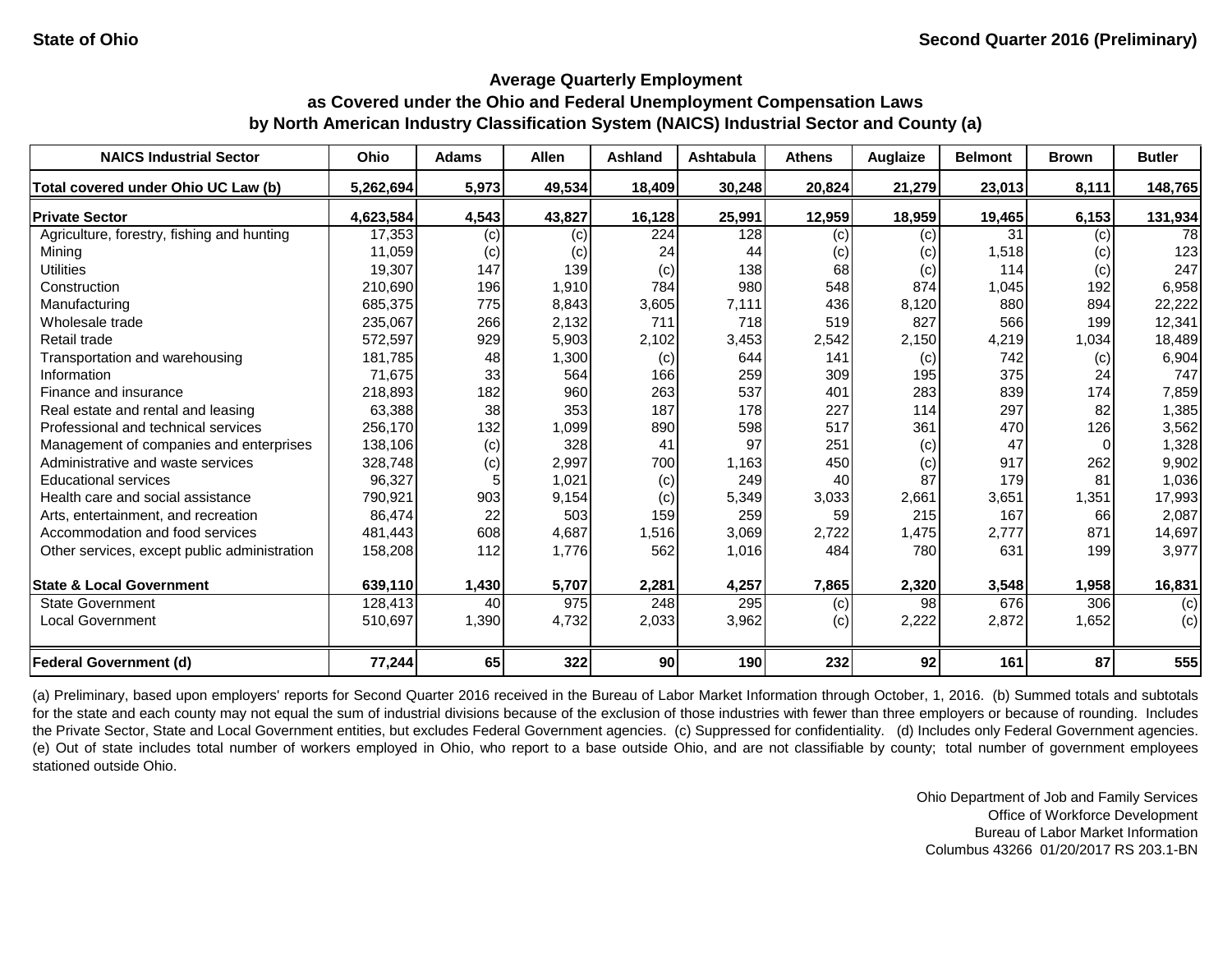State of Ohio

Second Quarter 2016 (Preliminary)

## Average Quarterly Employment as Covered under the Ohio and Federal Unemployment Compensation Laws by North American Industry Classification System (NAICS) Industrial Sector and County (a)

| NAICS Industrial Sector | Ohio | Adams | Allen | Ashland | Ashtabula | Athens | Auglaize | Belmont | Brown | Butler |
|---|---|---|---|---|---|---|---|---|---|---|
| **Total covered under Ohio UC Law (b)** | **5,262,694** | **5,973** | **49,534** | **18,409** | **30,248** | **20,824** | **21,279** | **23,013** | **8,111** | **148,765** |
| **Private Sector** | **4,623,584** | **4,543** | **43,827** | **16,128** | **25,991** | **12,959** | **18,959** | **19,465** | **6,153** | **131,934** |
| Agriculture, forestry, fishing and hunting | 17,353 | (c) | (c) | 224 | 128 | (c) | (c) | 31 | (c) | 78 |
| Mining | 11,059 | (c) | (c) | 24 | 44 | (c) | (c) | 1,518 | (c) | 123 |
| Utilities | 19,307 | 147 | 139 | (c) | 138 | 68 | (c) | 114 | (c) | 247 |
| Construction | 210,690 | 196 | 1,910 | 784 | 980 | 548 | 874 | 1,045 | 192 | 6,958 |
| Manufacturing | 685,375 | 775 | 8,843 | 3,605 | 7,111 | 436 | 8,120 | 880 | 894 | 22,222 |
| Wholesale trade | 235,067 | 266 | 2,132 | 711 | 718 | 519 | 827 | 566 | 199 | 12,341 |
| Retail trade | 572,597 | 929 | 5,903 | 2,102 | 3,453 | 2,542 | 2,150 | 4,219 | 1,034 | 18,489 |
| Transportation and warehousing | 181,785 | 48 | 1,300 | (c) | 644 | 141 | (c) | 742 | (c) | 6,904 |
| Information | 71,675 | 33 | 564 | 166 | 259 | 309 | 195 | 375 | 24 | 747 |
| Finance and insurance | 218,893 | 182 | 960 | 263 | 537 | 401 | 283 | 839 | 174 | 7,859 |
| Real estate and rental and leasing | 63,388 | 38 | 353 | 187 | 178 | 227 | 114 | 297 | 82 | 1,385 |
| Professional and technical services | 256,170 | 132 | 1,099 | 890 | 598 | 517 | 361 | 470 | 126 | 3,562 |
| Management of companies and enterprises | 138,106 | (c) | 328 | 41 | 97 | 251 | (c) | 47 | 0 | 1,328 |
| Administrative and waste services | 328,748 | (c) | 2,997 | 700 | 1,163 | 450 | (c) | 917 | 262 | 9,902 |
| Educational services | 96,327 | 5 | 1,021 | (c) | 249 | 40 | 87 | 179 | 81 | 1,036 |
| Health care and social assistance | 790,921 | 903 | 9,154 | (c) | 5,349 | 3,033 | 2,661 | 3,651 | 1,351 | 17,993 |
| Arts, entertainment, and recreation | 86,474 | 22 | 503 | 159 | 259 | 59 | 215 | 167 | 66 | 2,087 |
| Accommodation and food services | 481,443 | 608 | 4,687 | 1,516 | 3,069 | 2,722 | 1,475 | 2,777 | 871 | 14,697 |
| Other services, except public administration | 158,208 | 112 | 1,776 | 562 | 1,016 | 484 | 780 | 631 | 199 | 3,977 |
| **State & Local Government** | **639,110** | **1,430** | **5,707** | **2,281** | **4,257** | **7,865** | **2,320** | **3,548** | **1,958** | **16,831** |
| State Government | 128,413 | 40 | 975 | 248 | 295 | (c) | 98 | 676 | 306 | (c) |
| Local Government | 510,697 | 1,390 | 4,732 | 2,033 | 3,962 | (c) | 2,222 | 2,872 | 1,652 | (c) |
| **Federal Government (d)** | **77,244** | **65** | **322** | **90** | **190** | **232** | **92** | **161** | **87** | **555** |

(a) Preliminary, based upon employers' reports for Second Quarter 2016 received in the Bureau of Labor Market Information through October, 1, 2016. (b) Summed totals and subtotals for the state and each county may not equal the sum of industrial divisions because of the exclusion of those industries with fewer than three employers or because of rounding. Includes the Private Sector, State and Local Government entities, but excludes Federal Government agencies. (c) Suppressed for confidentiality. (d) Includes only Federal Government agencies. (e) Out of state includes total number of workers employed in Ohio, who report to a base outside Ohio, and are not classifiable by county; total number of government employees stationed outside Ohio.

Ohio Department of Job and Family Services
Office of Workforce Development
Bureau of Labor Market Information
Columbus 43266 01/20/2017 RS 203.1-BN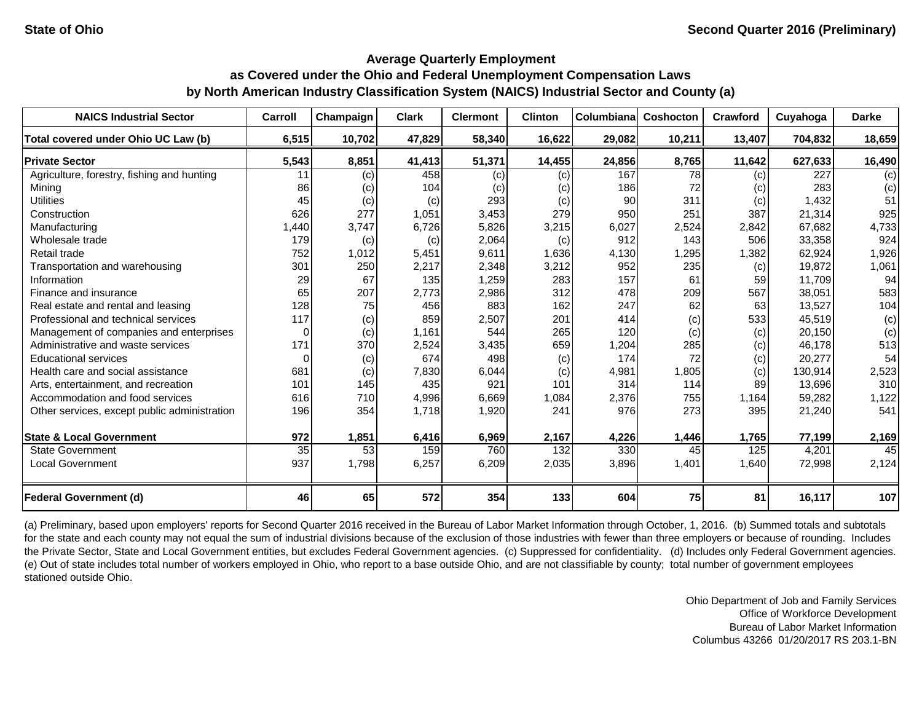**State of Ohio** | **Second Quarter 2016 (Preliminary)**

## Average Quarterly Employment as Covered under the Ohio and Federal Unemployment Compensation Laws by North American Industry Classification System (NAICS) Industrial Sector and County (a)

| NAICS Industrial Sector | Carroll | Champaign | Clark | Clermont | Clinton | Columbiana | Coshocton | Crawford | Cuyahoga | Darke |
|---|---|---|---|---|---|---|---|---|---|---|
| **Total covered under Ohio UC Law (b)** | **6,515** | **10,702** | **47,829** | **58,340** | **16,622** | **29,082** | **10,211** | **13,407** | **704,832** | **18,659** |
| **Private Sector** | **5,543** | **8,851** | **41,413** | **51,371** | **14,455** | **24,856** | **8,765** | **11,642** | **627,633** | **16,490** |
| Agriculture, forestry, fishing and hunting | 11 | (c) | 458 | (c) | (c) | 167 | 78 | (c) | 227 | (c) |
| Mining | 86 | (c) | 104 | (c) | (c) | 186 | 72 | (c) | 283 | (c) |
| Utilities | 45 | (c) | (c) | 293 | (c) | 90 | 311 | (c) | 1,432 | 51 |
| Construction | 626 | 277 | 1,051 | 3,453 | 279 | 950 | 251 | 387 | 21,314 | 925 |
| Manufacturing | 1,440 | 3,747 | 6,726 | 5,826 | 3,215 | 6,027 | 2,524 | 2,842 | 67,682 | 4,733 |
| Wholesale trade | 179 | (c) | (c) | 2,064 | (c) | 912 | 143 | 506 | 33,358 | 924 |
| Retail trade | 752 | 1,012 | 5,451 | 9,611 | 1,636 | 4,130 | 1,295 | 1,382 | 62,924 | 1,926 |
| Transportation and warehousing | 301 | 250 | 2,217 | 2,348 | 3,212 | 952 | 235 | (c) | 19,872 | 1,061 |
| Information | 29 | 67 | 135 | 1,259 | 283 | 157 | 61 | 59 | 11,709 | 94 |
| Finance and insurance | 65 | 207 | 2,773 | 2,986 | 312 | 478 | 209 | 567 | 38,051 | 583 |
| Real estate and rental and leasing | 128 | 75 | 456 | 883 | 162 | 247 | 62 | 63 | 13,527 | 104 |
| Professional and technical services | 117 | (c) | 859 | 2,507 | 201 | 414 | (c) | 533 | 45,519 | (c) |
| Management of companies and enterprises | 0 | (c) | 1,161 | 544 | 265 | 120 | (c) | (c) | 20,150 | (c) |
| Administrative and waste services | 171 | 370 | 2,524 | 3,435 | 659 | 1,204 | 285 | (c) | 46,178 | 513 |
| Educational services | 0 | (c) | 674 | 498 | (c) | 174 | 72 | (c) | 20,277 | 54 |
| Health care and social assistance | 681 | (c) | 7,830 | 6,044 | (c) | 4,981 | 1,805 | (c) | 130,914 | 2,523 |
| Arts, entertainment, and recreation | 101 | 145 | 435 | 921 | 101 | 314 | 114 | 89 | 13,696 | 310 |
| Accommodation and food services | 616 | 710 | 4,996 | 6,669 | 1,084 | 2,376 | 755 | 1,164 | 59,282 | 1,122 |
| Other services, except public administration | 196 | 354 | 1,718 | 1,920 | 241 | 976 | 273 | 395 | 21,240 | 541 |
| **State & Local Government** | **972** | **1,851** | **6,416** | **6,969** | **2,167** | **4,226** | **1,446** | **1,765** | **77,199** | **2,169** |
| State Government | 35 | 53 | 159 | 760 | 132 | 330 | 45 | 125 | 4,201 | 45 |
| Local Government | 937 | 1,798 | 6,257 | 6,209 | 2,035 | 3,896 | 1,401 | 1,640 | 72,998 | 2,124 |
| **Federal Government (d)** | **46** | **65** | **572** | **354** | **133** | **604** | **75** | **81** | **16,117** | **107** |

(a) Preliminary, based upon employers' reports for Second Quarter 2016 received in the Bureau of Labor Market Information through October, 1, 2016. (b) Summed totals and subtotals for the state and each county may not equal the sum of industrial divisions because of the exclusion of those industries with fewer than three employers or because of rounding. Includes the Private Sector, State and Local Government entities, but excludes Federal Government agencies. (c) Suppressed for confidentiality. (d) Includes only Federal Government agencies. (e) Out of state includes total number of workers employed in Ohio, who report to a base outside Ohio, and are not classifiable by county; total number of government employees stationed outside Ohio.

Ohio Department of Job and Family Services
Office of Workforce Development
Bureau of Labor Market Information
Columbus 43266 01/20/2017 RS 203.1-BN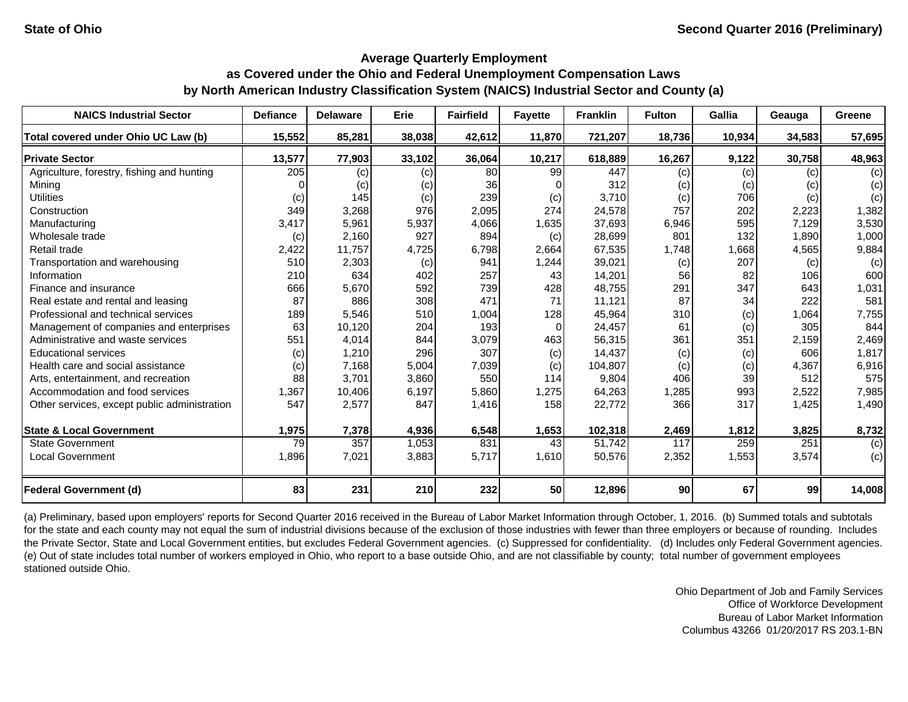State of Ohio — Second Quarter 2016 (Preliminary)

## Average Quarterly Employment as Covered under the Ohio and Federal Unemployment Compensation Laws by North American Industry Classification System (NAICS) Industrial Sector and County (a)

| NAICS Industrial Sector | Defiance | Delaware | Erie | Fairfield | Fayette | Franklin | Fulton | Gallia | Geauga | Greene |
|---|---|---|---|---|---|---|---|---|---|---|
| **Total covered under Ohio UC Law (b)** | **15,552** | **85,281** | **38,038** | **42,612** | **11,870** | **721,207** | **18,736** | **10,934** | **34,583** | **57,695** |
| **Private Sector** | **13,577** | **77,903** | **33,102** | **36,064** | **10,217** | **618,889** | **16,267** | **9,122** | **30,758** | **48,963** |
| Agriculture, forestry, fishing and hunting | 205 | (c) | (c) | 80 | 99 | 447 | (c) | (c) | (c) | (c) |
| Mining | 0 | (c) | (c) | 36 | 0 | 312 | (c) | (c) | (c) | (c) |
| Utilities | (c) | 145 | (c) | 239 | (c) | 3,710 | (c) | 706 | (c) | (c) |
| Construction | 349 | 3,268 | 976 | 2,095 | 274 | 24,578 | 757 | 202 | 2,223 | 1,382 |
| Manufacturing | 3,417 | 5,961 | 5,937 | 4,066 | 1,635 | 37,693 | 6,946 | 595 | 7,129 | 3,530 |
| Wholesale trade | (c) | 2,160 | 927 | 894 | (c) | 28,699 | 801 | 132 | 1,890 | 1,000 |
| Retail trade | 2,422 | 11,757 | 4,725 | 6,798 | 2,664 | 67,535 | 1,748 | 1,668 | 4,565 | 9,884 |
| Transportation and warehousing | 510 | 2,303 | (c) | 941 | 1,244 | 39,021 | (c) | 207 | (c) | (c) |
| Information | 210 | 634 | 402 | 257 | 43 | 14,201 | 56 | 82 | 106 | 600 |
| Finance and insurance | 666 | 5,670 | 592 | 739 | 428 | 48,755 | 291 | 347 | 643 | 1,031 |
| Real estate and rental and leasing | 87 | 886 | 308 | 471 | 71 | 11,121 | 87 | 34 | 222 | 581 |
| Professional and technical services | 189 | 5,546 | 510 | 1,004 | 128 | 45,964 | 310 | (c) | 1,064 | 7,755 |
| Management of companies and enterprises | 63 | 10,120 | 204 | 193 | 0 | 24,457 | 61 | (c) | 305 | 844 |
| Administrative and waste services | 551 | 4,014 | 844 | 3,079 | 463 | 56,315 | 361 | 351 | 2,159 | 2,469 |
| Educational services | (c) | 1,210 | 296 | 307 | (c) | 14,437 | (c) | (c) | 606 | 1,817 |
| Health care and social assistance | (c) | 7,168 | 5,004 | 7,039 | (c) | 104,807 | (c) | (c) | 4,367 | 6,916 |
| Arts, entertainment, and recreation | 88 | 3,701 | 3,860 | 550 | 114 | 9,804 | 406 | 39 | 512 | 575 |
| Accommodation and food services | 1,367 | 10,406 | 6,197 | 5,860 | 1,275 | 64,263 | 1,285 | 993 | 2,522 | 7,985 |
| Other services, except public administration | 547 | 2,577 | 847 | 1,416 | 158 | 22,772 | 366 | 317 | 1,425 | 1,490 |
| **State & Local Government** | **1,975** | **7,378** | **4,936** | **6,548** | **1,653** | **102,318** | **2,469** | **1,812** | **3,825** | **8,732** |
| State Government | 79 | 357 | 1,053 | 831 | 43 | 51,742 | 117 | 259 | 251 | (c) |
| Local Government | 1,896 | 7,021 | 3,883 | 5,717 | 1,610 | 50,576 | 2,352 | 1,553 | 3,574 | (c) |
| **Federal Government (d)** | **83** | **231** | **210** | **232** | **50** | **12,896** | **90** | **67** | **99** | **14,008** |

(a) Preliminary, based upon employers' reports for Second Quarter 2016 received in the Bureau of Labor Market Information through October, 1, 2016. (b) Summed totals and subtotals for the state and each county may not equal the sum of industrial divisions because of the exclusion of those industries with fewer than three employers or because of rounding. Includes the Private Sector, State and Local Government entities, but excludes Federal Government agencies. (c) Suppressed for confidentiality. (d) Includes only Federal Government agencies. (e) Out of state includes total number of workers employed in Ohio, who report to a base outside Ohio, and are not classifiable by county; total number of government employees stationed outside Ohio.

Ohio Department of Job and Family Services
Office of Workforce Development
Bureau of Labor Market Information
Columbus 43266 01/20/2017 RS 203.1-BN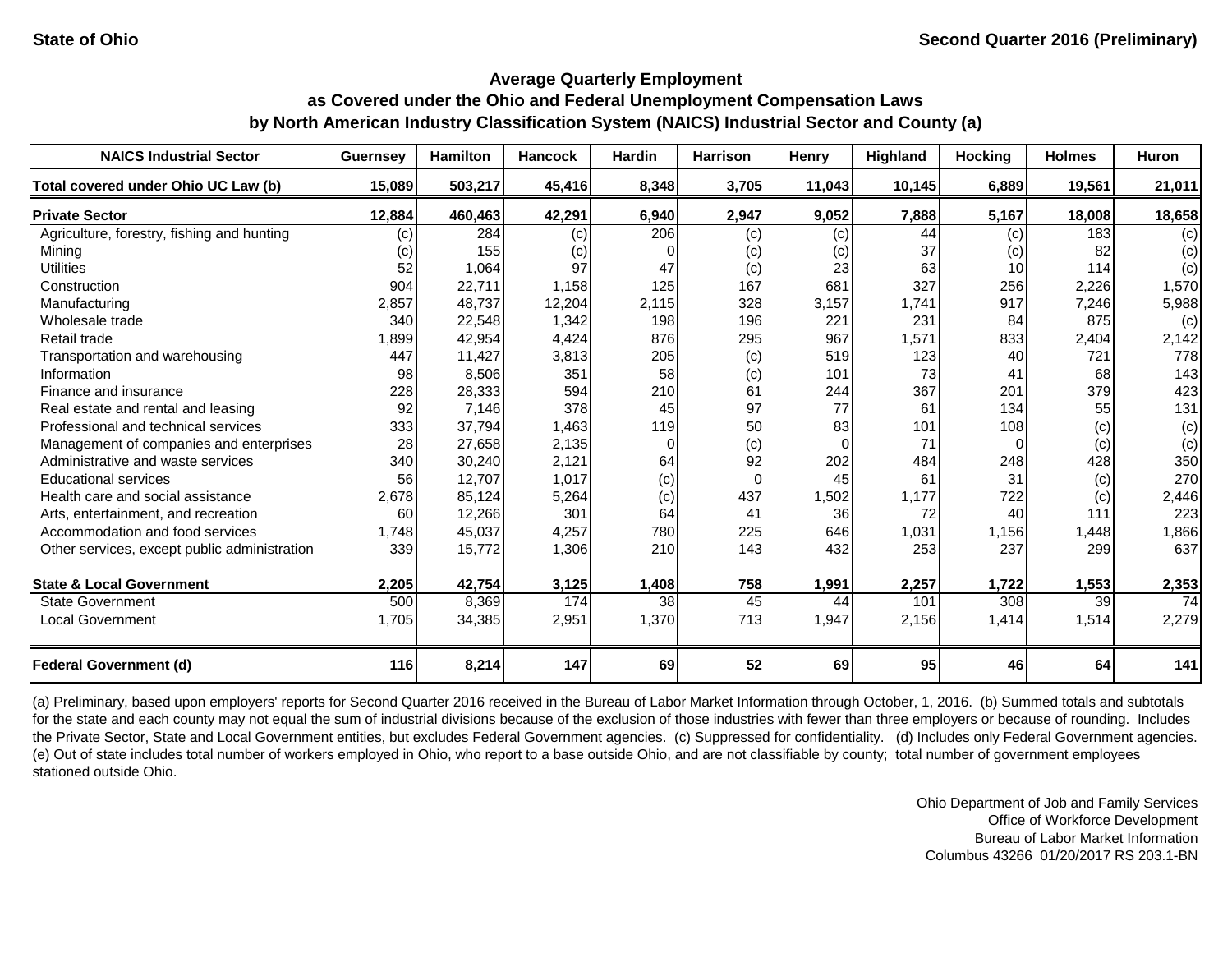State of Ohio

Second Quarter 2016 (Preliminary)

## Average Quarterly Employment as Covered under the Ohio and Federal Unemployment Compensation Laws by North American Industry Classification System (NAICS) Industrial Sector and County (a)

| NAICS Industrial Sector | Guernsey | Hamilton | Hancock | Hardin | Harrison | Henry | Highland | Hocking | Holmes | Huron |
|---|---|---|---|---|---|---|---|---|---|---|
| **Total covered under Ohio UC Law (b)** | **15,089** | **503,217** | **45,416** | **8,348** | **3,705** | **11,043** | **10,145** | **6,889** | **19,561** | **21,011** |
| **Private Sector** | **12,884** | **460,463** | **42,291** | **6,940** | **2,947** | **9,052** | **7,888** | **5,167** | **18,008** | **18,658** |
| Agriculture, forestry, fishing and hunting | (c) | 284 | (c) | 206 | (c) | (c) | 44 | (c) | 183 | (c) |
| Mining | (c) | 155 | (c) | 0 | (c) | (c) | 37 | (c) | 82 | (c) |
| Utilities | 52 | 1,064 | 97 | 47 | (c) | 23 | 63 | 10 | 114 | (c) |
| Construction | 904 | 22,711 | 1,158 | 125 | 167 | 681 | 327 | 256 | 2,226 | 1,570 |
| Manufacturing | 2,857 | 48,737 | 12,204 | 2,115 | 328 | 3,157 | 1,741 | 917 | 7,246 | 5,988 |
| Wholesale trade | 340 | 22,548 | 1,342 | 198 | 196 | 221 | 231 | 84 | 875 | (c) |
| Retail trade | 1,899 | 42,954 | 4,424 | 876 | 295 | 967 | 1,571 | 833 | 2,404 | 2,142 |
| Transportation and warehousing | 447 | 11,427 | 3,813 | 205 | (c) | 519 | 123 | 40 | 721 | 778 |
| Information | 98 | 8,506 | 351 | 58 | (c) | 101 | 73 | 41 | 68 | 143 |
| Finance and insurance | 228 | 28,333 | 594 | 210 | 61 | 244 | 367 | 201 | 379 | 423 |
| Real estate and rental and leasing | 92 | 7,146 | 378 | 45 | 97 | 77 | 61 | 134 | 55 | 131 |
| Professional and technical services | 333 | 37,794 | 1,463 | 119 | 50 | 83 | 101 | 108 | (c) | (c) |
| Management of companies and enterprises | 28 | 27,658 | 2,135 | 0 | (c) | 0 | 71 | 0 | (c) | (c) |
| Administrative and waste services | 340 | 30,240 | 2,121 | 64 | 92 | 202 | 484 | 248 | 428 | 350 |
| Educational services | 56 | 12,707 | 1,017 | (c) | 0 | 45 | 61 | 31 | (c) | 270 |
| Health care and social assistance | 2,678 | 85,124 | 5,264 | (c) | 437 | 1,502 | 1,177 | 722 | (c) | 2,446 |
| Arts, entertainment, and recreation | 60 | 12,266 | 301 | 64 | 41 | 36 | 72 | 40 | 111 | 223 |
| Accommodation and food services | 1,748 | 45,037 | 4,257 | 780 | 225 | 646 | 1,031 | 1,156 | 1,448 | 1,866 |
| Other services, except public administration | 339 | 15,772 | 1,306 | 210 | 143 | 432 | 253 | 237 | 299 | 637 |
| **State & Local Government** | **2,205** | **42,754** | **3,125** | **1,408** | **758** | **1,991** | **2,257** | **1,722** | **1,553** | **2,353** |
| State Government | 500 | 8,369 | 174 | 38 | 45 | 44 | 101 | 308 | 39 | 74 |
| Local Government | 1,705 | 34,385 | 2,951 | 1,370 | 713 | 1,947 | 2,156 | 1,414 | 1,514 | 2,279 |
| **Federal Government (d)** | **116** | **8,214** | **147** | **69** | **52** | **69** | **95** | **46** | **64** | **141** |

(a) Preliminary, based upon employers' reports for Second Quarter 2016 received in the Bureau of Labor Market Information through October, 1, 2016. (b) Summed totals and subtotals for the state and each county may not equal the sum of industrial divisions because of the exclusion of those industries with fewer than three employers or because of rounding. Includes the Private Sector, State and Local Government entities, but excludes Federal Government agencies. (c) Suppressed for confidentiality. (d) Includes only Federal Government agencies. (e) Out of state includes total number of workers employed in Ohio, who report to a base outside Ohio, and are not classifiable by county; total number of government employees stationed outside Ohio.

Ohio Department of Job and Family Services
Office of Workforce Development
Bureau of Labor Market Information
Columbus 43266 01/20/2017 RS 203.1-BN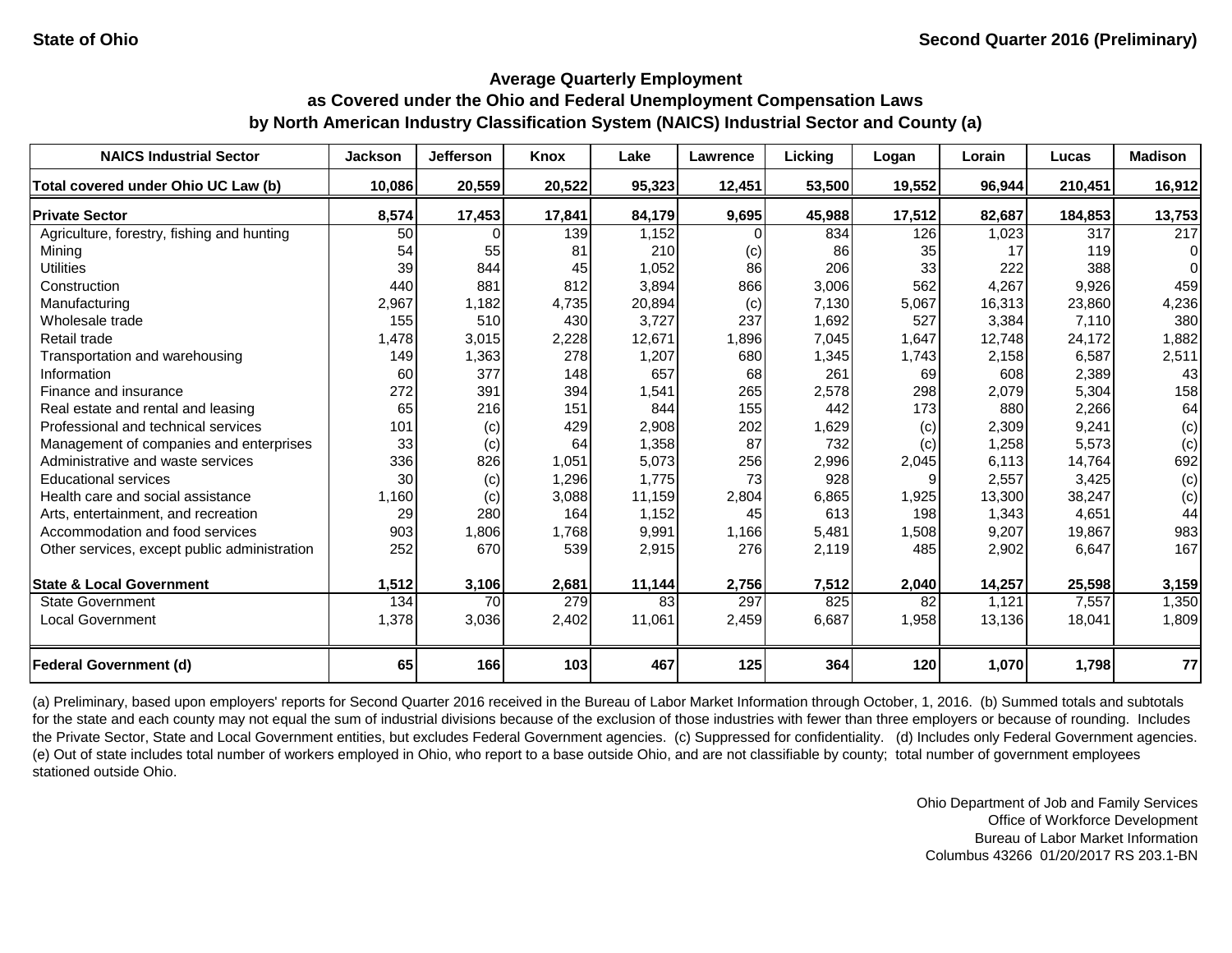**State of Ohio** — **Second Quarter 2016 (Preliminary)**

## Average Quarterly Employment as Covered under the Ohio and Federal Unemployment Compensation Laws by North American Industry Classification System (NAICS) Industrial Sector and County (a)

| NAICS Industrial Sector | Jackson | Jefferson | Knox | Lake | Lawrence | Licking | Logan | Lorain | Lucas | Madison |
|---|---|---|---|---|---|---|---|---|---|---|
| **Total covered under Ohio UC Law (b)** | **10,086** | **20,559** | **20,522** | **95,323** | **12,451** | **53,500** | **19,552** | **96,944** | **210,451** | **16,912** |
| **Private Sector** | **8,574** | **17,453** | **17,841** | **84,179** | **9,695** | **45,988** | **17,512** | **82,687** | **184,853** | **13,753** |
| Agriculture, forestry, fishing and hunting | 50 | 0 | 139 | 1,152 | 0 | 834 | 126 | 1,023 | 317 | 217 |
| Mining | 54 | 55 | 81 | 210 | (c) | 86 | 35 | 17 | 119 | 0 |
| Utilities | 39 | 844 | 45 | 1,052 | 86 | 206 | 33 | 222 | 388 | 0 |
| Construction | 440 | 881 | 812 | 3,894 | 866 | 3,006 | 562 | 4,267 | 9,926 | 459 |
| Manufacturing | 2,967 | 1,182 | 4,735 | 20,894 | (c) | 7,130 | 5,067 | 16,313 | 23,860 | 4,236 |
| Wholesale trade | 155 | 510 | 430 | 3,727 | 237 | 1,692 | 527 | 3,384 | 7,110 | 380 |
| Retail trade | 1,478 | 3,015 | 2,228 | 12,671 | 1,896 | 7,045 | 1,647 | 12,748 | 24,172 | 1,882 |
| Transportation and warehousing | 149 | 1,363 | 278 | 1,207 | 680 | 1,345 | 1,743 | 2,158 | 6,587 | 2,511 |
| Information | 60 | 377 | 148 | 657 | 68 | 261 | 69 | 608 | 2,389 | 43 |
| Finance and insurance | 272 | 391 | 394 | 1,541 | 265 | 2,578 | 298 | 2,079 | 5,304 | 158 |
| Real estate and rental and leasing | 65 | 216 | 151 | 844 | 155 | 442 | 173 | 880 | 2,266 | 64 |
| Professional and technical services | 101 | (c) | 429 | 2,908 | 202 | 1,629 | (c) | 2,309 | 9,241 | (c) |
| Management of companies and enterprises | 33 | (c) | 64 | 1,358 | 87 | 732 | (c) | 1,258 | 5,573 | (c) |
| Administrative and waste services | 336 | 826 | 1,051 | 5,073 | 256 | 2,996 | 2,045 | 6,113 | 14,764 | 692 |
| Educational services | 30 | (c) | 1,296 | 1,775 | 73 | 928 | 9 | 2,557 | 3,425 | (c) |
| Health care and social assistance | 1,160 | (c) | 3,088 | 11,159 | 2,804 | 6,865 | 1,925 | 13,300 | 38,247 | (c) |
| Arts, entertainment, and recreation | 29 | 280 | 164 | 1,152 | 45 | 613 | 198 | 1,343 | 4,651 | 44 |
| Accommodation and food services | 903 | 1,806 | 1,768 | 9,991 | 1,166 | 5,481 | 1,508 | 9,207 | 19,867 | 983 |
| Other services, except public administration | 252 | 670 | 539 | 2,915 | 276 | 2,119 | 485 | 2,902 | 6,647 | 167 |
| **State & Local Government** | **1,512** | **3,106** | **2,681** | **11,144** | **2,756** | **7,512** | **2,040** | **14,257** | **25,598** | **3,159** |
| State Government | 134 | 70 | 279 | 83 | 297 | 825 | 82 | 1,121 | 7,557 | 1,350 |
| Local Government | 1,378 | 3,036 | 2,402 | 11,061 | 2,459 | 6,687 | 1,958 | 13,136 | 18,041 | 1,809 |
| **Federal Government (d)** | **65** | **166** | **103** | **467** | **125** | **364** | **120** | **1,070** | **1,798** | **77** |

(a) Preliminary, based upon employers' reports for Second Quarter 2016 received in the Bureau of Labor Market Information through October, 1, 2016. (b) Summed totals and subtotals for the state and each county may not equal the sum of industrial divisions because of the exclusion of those industries with fewer than three employers or because of rounding. Includes the Private Sector, State and Local Government entities, but excludes Federal Government agencies. (c) Suppressed for confidentiality. (d) Includes only Federal Government agencies. (e) Out of state includes total number of workers employed in Ohio, who report to a base outside Ohio, and are not classifiable by county; total number of government employees stationed outside Ohio.

Ohio Department of Job and Family Services
Office of Workforce Development
Bureau of Labor Market Information
Columbus 43266 01/20/2017 RS 203.1-BN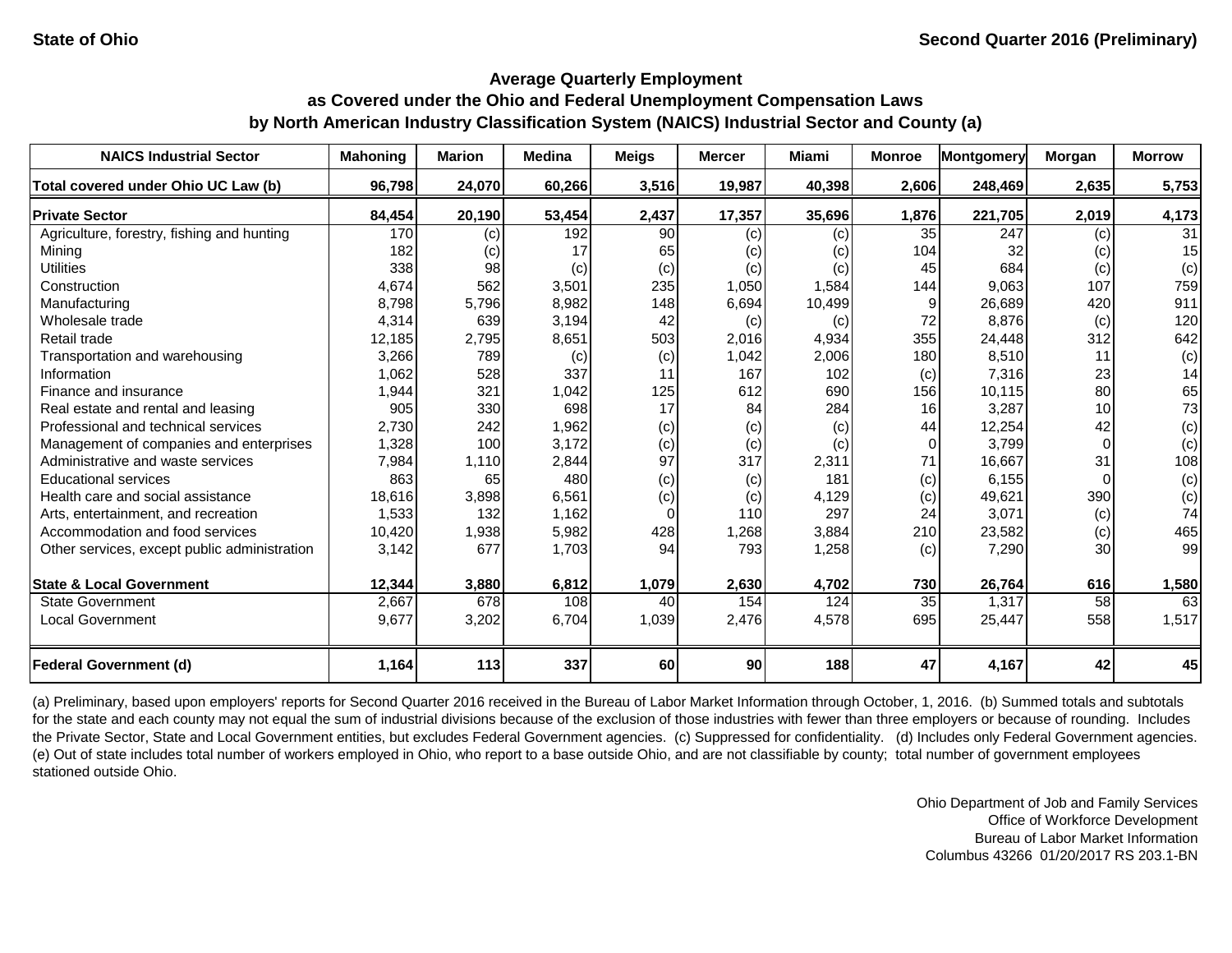State of Ohio

Second Quarter 2016 (Preliminary)

## Average Quarterly Employment as Covered under the Ohio and Federal Unemployment Compensation Laws by North American Industry Classification System (NAICS) Industrial Sector and County (a)

| NAICS Industrial Sector | Mahoning | Marion | Medina | Meigs | Mercer | Miami | Monroe | Montgomery | Morgan | Morrow |
|---|---|---|---|---|---|---|---|---|---|---|
| **Total covered under Ohio UC Law (b)** | **96,798** | **24,070** | **60,266** | **3,516** | **19,987** | **40,398** | **2,606** | **248,469** | **2,635** | **5,753** |
| **Private Sector** | **84,454** | **20,190** | **53,454** | **2,437** | **17,357** | **35,696** | **1,876** | **221,705** | **2,019** | **4,173** |
| Agriculture, forestry, fishing and hunting | 170 | (c) | 192 | 90 | (c) | (c) | 35 | 247 | (c) | 31 |
| Mining | 182 | (c) | 17 | 65 | (c) | (c) | 104 | 32 | (c) | 15 |
| Utilities | 338 | 98 | (c) | (c) | (c) | (c) | 45 | 684 | (c) | (c) |
| Construction | 4,674 | 562 | 3,501 | 235 | 1,050 | 1,584 | 144 | 9,063 | 107 | 759 |
| Manufacturing | 8,798 | 5,796 | 8,982 | 148 | 6,694 | 10,499 | 9 | 26,689 | 420 | 911 |
| Wholesale trade | 4,314 | 639 | 3,194 | 42 | (c) | (c) | 72 | 8,876 | (c) | 120 |
| Retail trade | 12,185 | 2,795 | 8,651 | 503 | 2,016 | 4,934 | 355 | 24,448 | 312 | 642 |
| Transportation and warehousing | 3,266 | 789 | (c) | (c) | 1,042 | 2,006 | 180 | 8,510 | 11 | (c) |
| Information | 1,062 | 528 | 337 | 11 | 167 | 102 | (c) | 7,316 | 23 | 14 |
| Finance and insurance | 1,944 | 321 | 1,042 | 125 | 612 | 690 | 156 | 10,115 | 80 | 65 |
| Real estate and rental and leasing | 905 | 330 | 698 | 17 | 84 | 284 | 16 | 3,287 | 10 | 73 |
| Professional and technical services | 2,730 | 242 | 1,962 | (c) | (c) | (c) | 44 | 12,254 | 42 | (c) |
| Management of companies and enterprises | 1,328 | 100 | 3,172 | (c) | (c) | (c) | 0 | 3,799 | 0 | (c) |
| Administrative and waste services | 7,984 | 1,110 | 2,844 | 97 | 317 | 2,311 | 71 | 16,667 | 31 | 108 |
| Educational services | 863 | 65 | 480 | (c) | (c) | 181 | (c) | 6,155 | 0 | (c) |
| Health care and social assistance | 18,616 | 3,898 | 6,561 | (c) | (c) | 4,129 | (c) | 49,621 | 390 | (c) |
| Arts, entertainment, and recreation | 1,533 | 132 | 1,162 | 0 | 110 | 297 | 24 | 3,071 | (c) | 74 |
| Accommodation and food services | 10,420 | 1,938 | 5,982 | 428 | 1,268 | 3,884 | 210 | 23,582 | (c) | 465 |
| Other services, except public administration | 3,142 | 677 | 1,703 | 94 | 793 | 1,258 | (c) | 7,290 | 30 | 99 |
| **State & Local Government** | **12,344** | **3,880** | **6,812** | **1,079** | **2,630** | **4,702** | **730** | **26,764** | **616** | **1,580** |
| State Government | 2,667 | 678 | 108 | 40 | 154 | 124 | 35 | 1,317 | 58 | 63 |
| Local Government | 9,677 | 3,202 | 6,704 | 1,039 | 2,476 | 4,578 | 695 | 25,447 | 558 | 1,517 |
| **Federal Government (d)** | **1,164** | **113** | **337** | **60** | **90** | **188** | **47** | **4,167** | **42** | **45** |

(a) Preliminary, based upon employers' reports for Second Quarter 2016 received in the Bureau of Labor Market Information through October, 1, 2016. (b) Summed totals and subtotals for the state and each county may not equal the sum of industrial divisions because of the exclusion of those industries with fewer than three employers or because of rounding. Includes the Private Sector, State and Local Government entities, but excludes Federal Government agencies. (c) Suppressed for confidentiality. (d) Includes only Federal Government agencies. (e) Out of state includes total number of workers employed in Ohio, who report to a base outside Ohio, and are not classifiable by county; total number of government employees stationed outside Ohio.

Ohio Department of Job and Family Services
Office of Workforce Development
Bureau of Labor Market Information
Columbus 43266 01/20/2017 RS 203.1-BN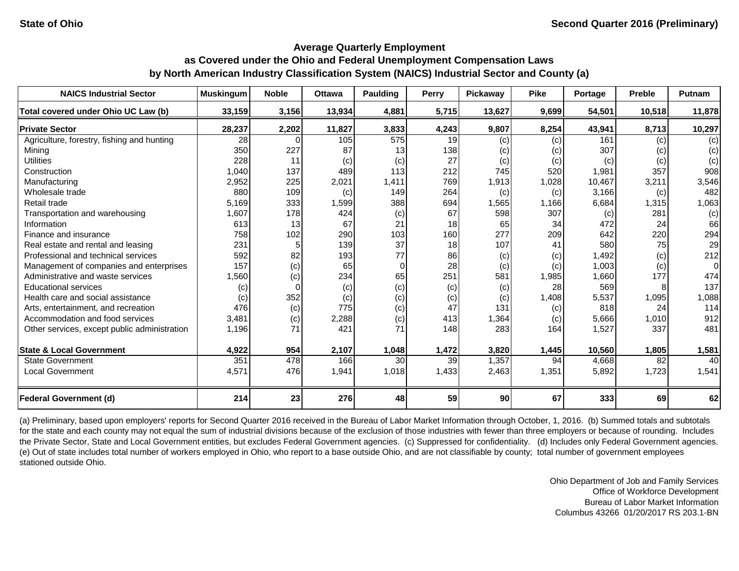State of Ohio

Second Quarter 2016 (Preliminary)

## Average Quarterly Employment as Covered under the Ohio and Federal Unemployment Compensation Laws by North American Industry Classification System (NAICS) Industrial Sector and County (a)

| NAICS Industrial Sector | Muskingum | Noble | Ottawa | Paulding | Perry | Pickaway | Pike | Portage | Preble | Putnam |
|---|---|---|---|---|---|---|---|---|---|---|
| **Total covered under Ohio UC Law (b)** | **33,159** | **3,156** | **13,934** | **4,881** | **5,715** | **13,627** | **9,699** | **54,501** | **10,518** | **11,878** |
| **Private Sector** | **28,237** | **2,202** | **11,827** | **3,833** | **4,243** | **9,807** | **8,254** | **43,941** | **8,713** | **10,297** |
| Agriculture, forestry, fishing and hunting | 28 | 0 | 105 | 575 | 19 | (c) | (c) | 161 | (c) | (c) |
| Mining | 350 | 227 | 87 | 13 | 138 | (c) | (c) | 307 | (c) | (c) |
| Utilities | 228 | 11 | (c) | (c) | 27 | (c) | (c) | (c) | (c) | (c) |
| Construction | 1,040 | 137 | 489 | 113 | 212 | 745 | 520 | 1,981 | 357 | 908 |
| Manufacturing | 2,952 | 225 | 2,021 | 1,411 | 769 | 1,913 | 1,028 | 10,467 | 3,211 | 3,546 |
| Wholesale trade | 880 | 109 | (c) | 149 | 264 | (c) | (c) | 3,166 | (c) | 482 |
| Retail trade | 5,169 | 333 | 1,599 | 388 | 694 | 1,565 | 1,166 | 6,684 | 1,315 | 1,063 |
| Transportation and warehousing | 1,607 | 178 | 424 | (c) | 67 | 598 | 307 | (c) | 281 | (c) |
| Information | 613 | 13 | 67 | 21 | 18 | 65 | 34 | 472 | 24 | 66 |
| Finance and insurance | 758 | 102 | 290 | 103 | 160 | 277 | 209 | 642 | 220 | 294 |
| Real estate and rental and leasing | 231 | 5 | 139 | 37 | 18 | 107 | 41 | 580 | 75 | 29 |
| Professional and technical services | 592 | 82 | 193 | 77 | 86 | (c) | (c) | 1,492 | (c) | 212 |
| Management of companies and enterprises | 157 | (c) | 65 | 0 | 28 | (c) | (c) | 1,003 | (c) | 0 |
| Administrative and waste services | 1,560 | (c) | 234 | 65 | 251 | 581 | 1,985 | 1,660 | 177 | 474 |
| Educational services | (c) | 0 | (c) | (c) | (c) | (c) | 28 | 569 | 8 | 137 |
| Health care and social assistance | (c) | 352 | (c) | (c) | (c) | (c) | 1,408 | 5,537 | 1,095 | 1,088 |
| Arts, entertainment, and recreation | 476 | (c) | 775 | (c) | 47 | 131 | (c) | 818 | 24 | 114 |
| Accommodation and food services | 3,481 | (c) | 2,288 | (c) | 413 | 1,364 | (c) | 5,666 | 1,010 | 912 |
| Other services, except public administration | 1,196 | 71 | 421 | 71 | 148 | 283 | 164 | 1,527 | 337 | 481 |
| **State & Local Government** | **4,922** | **954** | **2,107** | **1,048** | **1,472** | **3,820** | **1,445** | **10,560** | **1,805** | **1,581** |
| State Government | 351 | 478 | 166 | 30 | 39 | 1,357 | 94 | 4,668 | 82 | 40 |
| Local Government | 4,571 | 476 | 1,941 | 1,018 | 1,433 | 2,463 | 1,351 | 5,892 | 1,723 | 1,541 |
| **Federal Government (d)** | **214** | **23** | **276** | **48** | **59** | **90** | **67** | **333** | **69** | **62** |

(a) Preliminary, based upon employers' reports for Second Quarter 2016 received in the Bureau of Labor Market Information through October, 1, 2016. (b) Summed totals and subtotals for the state and each county may not equal the sum of industrial divisions because of the exclusion of those industries with fewer than three employers or because of rounding. Includes the Private Sector, State and Local Government entities, but excludes Federal Government agencies. (c) Suppressed for confidentiality. (d) Includes only Federal Government agencies. (e) Out of state includes total number of workers employed in Ohio, who report to a base outside Ohio, and are not classifiable by county; total number of government employees stationed outside Ohio.

Ohio Department of Job and Family Services
Office of Workforce Development
Bureau of Labor Market Information
Columbus 43266 01/20/2017 RS 203.1-BN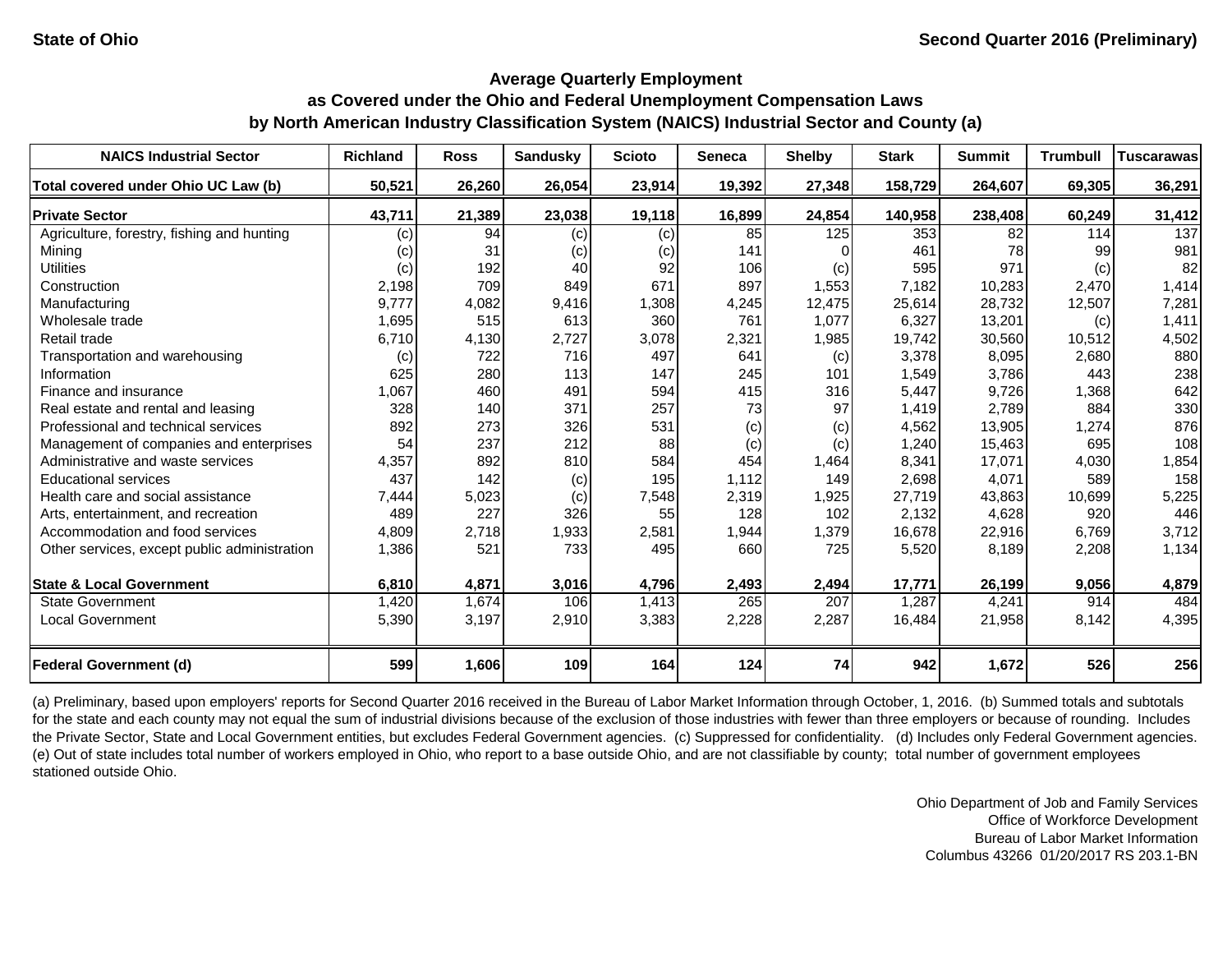State of Ohio | Second Quarter 2016 (Preliminary)

## Average Quarterly Employment
## as Covered under the Ohio and Federal Unemployment Compensation Laws
## by North American Industry Classification System (NAICS) Industrial Sector and County (a)

| NAICS Industrial Sector | Richland | Ross | Sandusky | Scioto | Seneca | Shelby | Stark | Summit | Trumbull | Tuscarawas |
|---|---|---|---|---|---|---|---|---|---|---|
| **Total covered under Ohio UC Law (b)** | **50,521** | **26,260** | **26,054** | **23,914** | **19,392** | **27,348** | **158,729** | **264,607** | **69,305** | **36,291** |
| **Private Sector** | **43,711** | **21,389** | **23,038** | **19,118** | **16,899** | **24,854** | **140,958** | **238,408** | **60,249** | **31,412** |
| Agriculture, forestry, fishing and hunting | (c) | 94 | (c) | (c) | 85 | 125 | 353 | 82 | 114 | 137 |
| Mining | (c) | 31 | (c) | (c) | 141 | 0 | 461 | 78 | 99 | 981 |
| Utilities | (c) | 192 | 40 | 92 | 106 | (c) | 595 | 971 | (c) | 82 |
| Construction | 2,198 | 709 | 849 | 671 | 897 | 1,553 | 7,182 | 10,283 | 2,470 | 1,414 |
| Manufacturing | 9,777 | 4,082 | 9,416 | 1,308 | 4,245 | 12,475 | 25,614 | 28,732 | 12,507 | 7,281 |
| Wholesale trade | 1,695 | 515 | 613 | 360 | 761 | 1,077 | 6,327 | 13,201 | (c) | 1,411 |
| Retail trade | 6,710 | 4,130 | 2,727 | 3,078 | 2,321 | 1,985 | 19,742 | 30,560 | 10,512 | 4,502 |
| Transportation and warehousing | (c) | 722 | 716 | 497 | 641 | (c) | 3,378 | 8,095 | 2,680 | 880 |
| Information | 625 | 280 | 113 | 147 | 245 | 101 | 1,549 | 3,786 | 443 | 238 |
| Finance and insurance | 1,067 | 460 | 491 | 594 | 415 | 316 | 5,447 | 9,726 | 1,368 | 642 |
| Real estate and rental and leasing | 328 | 140 | 371 | 257 | 73 | 97 | 1,419 | 2,789 | 884 | 330 |
| Professional and technical services | 892 | 273 | 326 | 531 | (c) | (c) | 4,562 | 13,905 | 1,274 | 876 |
| Management of companies and enterprises | 54 | 237 | 212 | 88 | (c) | (c) | 1,240 | 15,463 | 695 | 108 |
| Administrative and waste services | 4,357 | 892 | 810 | 584 | 454 | 1,464 | 8,341 | 17,071 | 4,030 | 1,854 |
| Educational services | 437 | 142 | (c) | 195 | 1,112 | 149 | 2,698 | 4,071 | 589 | 158 |
| Health care and social assistance | 7,444 | 5,023 | (c) | 7,548 | 2,319 | 1,925 | 27,719 | 43,863 | 10,699 | 5,225 |
| Arts, entertainment, and recreation | 489 | 227 | 326 | 55 | 128 | 102 | 2,132 | 4,628 | 920 | 446 |
| Accommodation and food services | 4,809 | 2,718 | 1,933 | 2,581 | 1,944 | 1,379 | 16,678 | 22,916 | 6,769 | 3,712 |
| Other services, except public administration | 1,386 | 521 | 733 | 495 | 660 | 725 | 5,520 | 8,189 | 2,208 | 1,134 |
| **State & Local Government** | **6,810** | **4,871** | **3,016** | **4,796** | **2,493** | **2,494** | **17,771** | **26,199** | **9,056** | **4,879** |
| State Government | 1,420 | 1,674 | 106 | 1,413 | 265 | 207 | 1,287 | 4,241 | 914 | 484 |
| Local Government | 5,390 | 3,197 | 2,910 | 3,383 | 2,228 | 2,287 | 16,484 | 21,958 | 8,142 | 4,395 |
| **Federal Government (d)** | **599** | **1,606** | **109** | **164** | **124** | **74** | **942** | **1,672** | **526** | **256** |

(a) Preliminary, based upon employers' reports for Second Quarter 2016 received in the Bureau of Labor Market Information through October, 1, 2016. (b) Summed totals and subtotals for the state and each county may not equal the sum of industrial divisions because of the exclusion of those industries with fewer than three employers or because of rounding. Includes the Private Sector, State and Local Government entities, but excludes Federal Government agencies. (c) Suppressed for confidentiality. (d) Includes only Federal Government agencies. (e) Out of state includes total number of workers employed in Ohio, who report to a base outside Ohio, and are not classifiable by county; total number of government employees stationed outside Ohio.

Ohio Department of Job and Family Services
Office of Workforce Development
Bureau of Labor Market Information
Columbus 43266 01/20/2017 RS 203.1-BN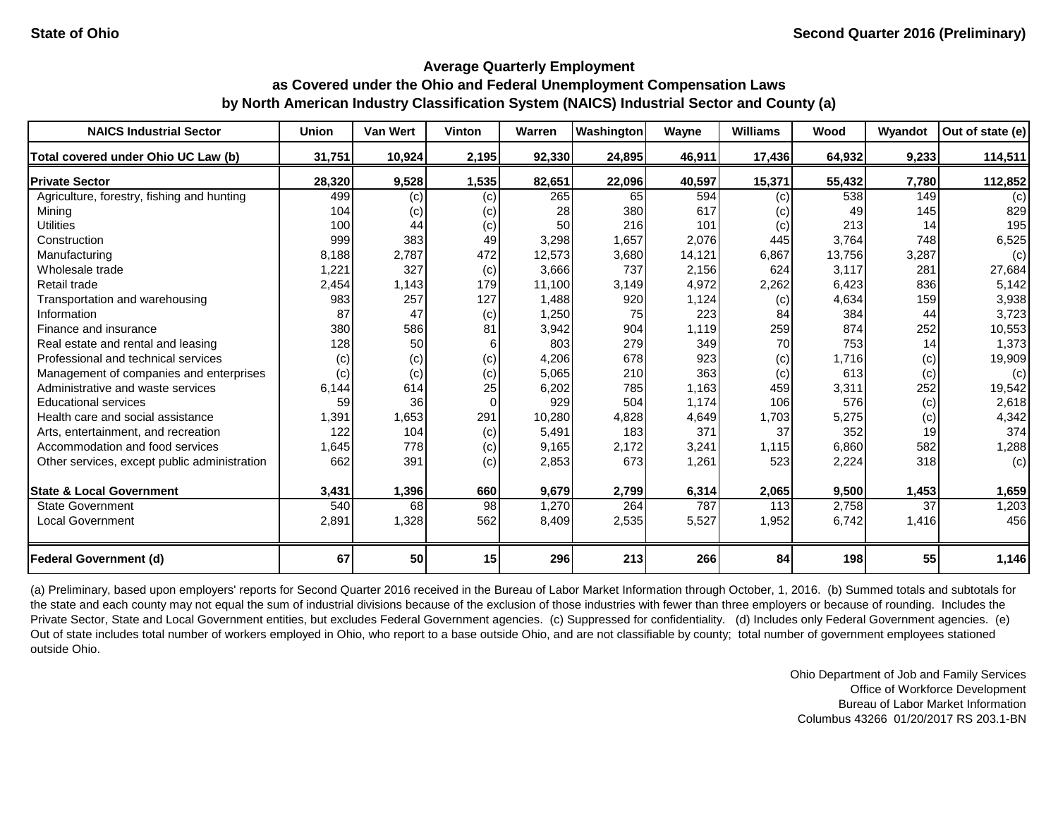State of Ohio | Second Quarter 2016 (Preliminary)

## Average Quarterly Employment as Covered under the Ohio and Federal Unemployment Compensation Laws by North American Industry Classification System (NAICS) Industrial Sector and County (a)

| NAICS Industrial Sector | Union | Van Wert | Vinton | Warren | Washington | Wayne | Williams | Wood | Wyandot | Out of state (e) |
|---|---|---|---|---|---|---|---|---|---|---|
| **Total covered under Ohio UC Law (b)** | **31,751** | **10,924** | **2,195** | **92,330** | **24,895** | **46,911** | **17,436** | **64,932** | **9,233** | **114,511** |
| **Private Sector** | **28,320** | **9,528** | **1,535** | **82,651** | **22,096** | **40,597** | **15,371** | **55,432** | **7,780** | **112,852** |
| Agriculture, forestry, fishing and hunting | 499 | (c) | (c) | 265 | 65 | 594 | (c) | 538 | 149 | (c) |
| Mining | 104 | (c) | (c) | 28 | 380 | 617 | (c) | 49 | 145 | 829 |
| Utilities | 100 | 44 | (c) | 50 | 216 | 101 | (c) | 213 | 14 | 195 |
| Construction | 999 | 383 | 49 | 3,298 | 1,657 | 2,076 | 445 | 3,764 | 748 | 6,525 |
| Manufacturing | 8,188 | 2,787 | 472 | 12,573 | 3,680 | 14,121 | 6,867 | 13,756 | 3,287 | (c) |
| Wholesale trade | 1,221 | 327 | (c) | 3,666 | 737 | 2,156 | 624 | 3,117 | 281 | 27,684 |
| Retail trade | 2,454 | 1,143 | 179 | 11,100 | 3,149 | 4,972 | 2,262 | 6,423 | 836 | 5,142 |
| Transportation and warehousing | 983 | 257 | 127 | 1,488 | 920 | 1,124 | (c) | 4,634 | 159 | 3,938 |
| Information | 87 | 47 | (c) | 1,250 | 75 | 223 | 84 | 384 | 44 | 3,723 |
| Finance and insurance | 380 | 586 | 81 | 3,942 | 904 | 1,119 | 259 | 874 | 252 | 10,553 |
| Real estate and rental and leasing | 128 | 50 | 6 | 803 | 279 | 349 | 70 | 753 | 14 | 1,373 |
| Professional and technical services | (c) | (c) | (c) | 4,206 | 678 | 923 | (c) | 1,716 | (c) | 19,909 |
| Management of companies and enterprises | (c) | (c) | (c) | 5,065 | 210 | 363 | (c) | 613 | (c) | (c) |
| Administrative and waste services | 6,144 | 614 | 25 | 6,202 | 785 | 1,163 | 459 | 3,311 | 252 | 19,542 |
| Educational services | 59 | 36 | 0 | 929 | 504 | 1,174 | 106 | 576 | (c) | 2,618 |
| Health care and social assistance | 1,391 | 1,653 | 291 | 10,280 | 4,828 | 4,649 | 1,703 | 5,275 | (c) | 4,342 |
| Arts, entertainment, and recreation | 122 | 104 | (c) | 5,491 | 183 | 371 | 37 | 352 | 19 | 374 |
| Accommodation and food services | 1,645 | 778 | (c) | 9,165 | 2,172 | 3,241 | 1,115 | 6,860 | 582 | 1,288 |
| Other services, except public administration | 662 | 391 | (c) | 2,853 | 673 | 1,261 | 523 | 2,224 | 318 | (c) |
| **State & Local Government** | **3,431** | **1,396** | **660** | **9,679** | **2,799** | **6,314** | **2,065** | **9,500** | **1,453** | **1,659** |
| State Government | 540 | 68 | 98 | 1,270 | 264 | 787 | 113 | 2,758 | 37 | 1,203 |
| Local Government | 2,891 | 1,328 | 562 | 8,409 | 2,535 | 5,527 | 1,952 | 6,742 | 1,416 | 456 |
| **Federal Government (d)** | **67** | **50** | **15** | **296** | **213** | **266** | **84** | **198** | **55** | **1,146** |

(a) Preliminary, based upon employers' reports for Second Quarter 2016 received in the Bureau of Labor Market Information through October, 1, 2016. (b) Summed totals and subtotals for the state and each county may not equal the sum of industrial divisions because of the exclusion of those industries with fewer than three employers or because of rounding. Includes the Private Sector, State and Local Government entities, but excludes Federal Government agencies. (c) Suppressed for confidentiality. (d) Includes only Federal Government agencies. (e) Out of state includes total number of workers employed in Ohio, who report to a base outside Ohio, and are not classifiable by county; total number of government employees stationed outside Ohio.

Ohio Department of Job and Family Services
Office of Workforce Development
Bureau of Labor Market Information
Columbus 43266 01/20/2017 RS 203.1-BN